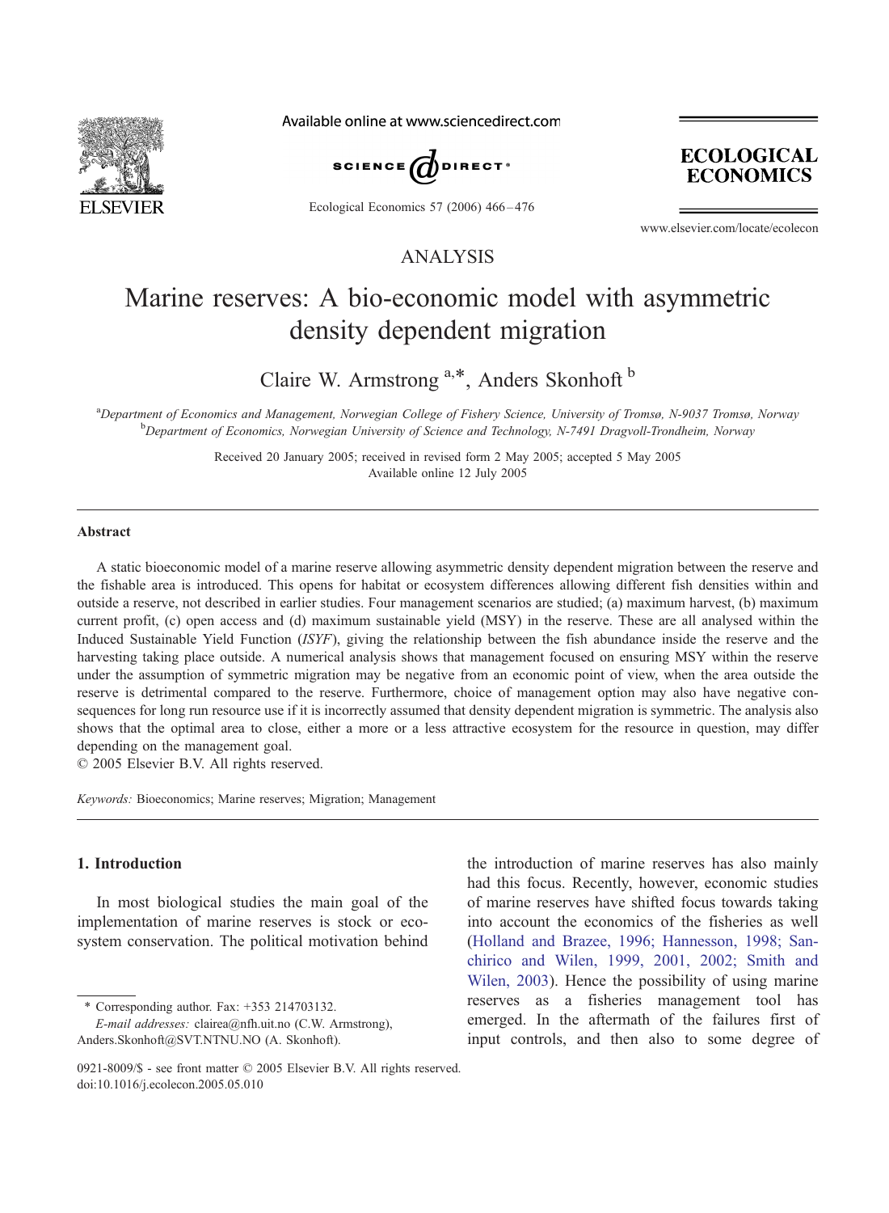ANALYSIS

# Marine reserves: A bio-economic model with asymmetric density dependent migration

Claire W. Armstrong [a,*], Anders Skonhoft [b]

[a]Department of Economics and Management, Norwegian College of Fishery Science, University of Tromsø, N-9037 Tromsø, Norway
[b]Department of Economics, Norwegian University of Science and Technology, N-7491 Dragvoll-Trondheim, Norway

Received 20 January 2005; received in revised form 2 May 2005; accepted 5 May 2005
Available online 12 July 2005

## Abstract

A static bioeconomic model of a marine reserve allowing asymmetric density dependent migration between the reserve and the fishable area is introduced. This opens for habitat or ecosystem differences allowing different fish densities within and outside a reserve, not described in earlier studies. Four management scenarios are studied; (a) maximum harvest, (b) maximum current profit, (c) open access and (d) maximum sustainable yield (MSY) in the reserve. These are all analysed within the Induced Sustainable Yield Function (*ISYF*), giving the relationship between the fish abundance inside the reserve and the harvesting taking place outside. A numerical analysis shows that management focused on ensuring MSY within the reserve under the assumption of symmetric migration may be negative from an economic point of view, when the area outside the reserve is detrimental compared to the reserve. Furthermore, choice of management option may also have negative consequences for long run resource use if it is incorrectly assumed that density dependent migration is symmetric. The analysis also shows that the optimal area to close, either a more or a less attractive ecosystem for the resource in question, may differ depending on the management goal.

© 2005 Elsevier B.V. All rights reserved.

*Keywords:* Bioeconomics; Marine reserves; Migration; Management

## 1. Introduction

In most biological studies the main goal of the implementation of marine reserves is stock or ecosystem conservation. The political motivation behind the introduction of marine reserves has also mainly had this focus. Recently, however, economic studies of marine reserves have shifted focus towards taking into account the economics of the fisheries as well (Holland and Brazee, 1996; Hannesson, 1998; Sanchirico and Wilen, 1999, 2001, 2002; Smith and Wilen, 2003). Hence the possibility of using marine reserves as a fisheries management tool has emerged. In the aftermath of the failures first of input controls, and then also to some degree of

\* Corresponding author. Fax: +353 214703132.
*E-mail addresses:* clairea@nfh.uit.no (C.W. Armstrong), Anders.Skonhoft@SVT.NTNU.NO (A. Skonhoft).

0921-8009/$ - see front matter © 2005 Elsevier B.V. All rights reserved.
doi:10.1016/j.ecolecon.2005.05.010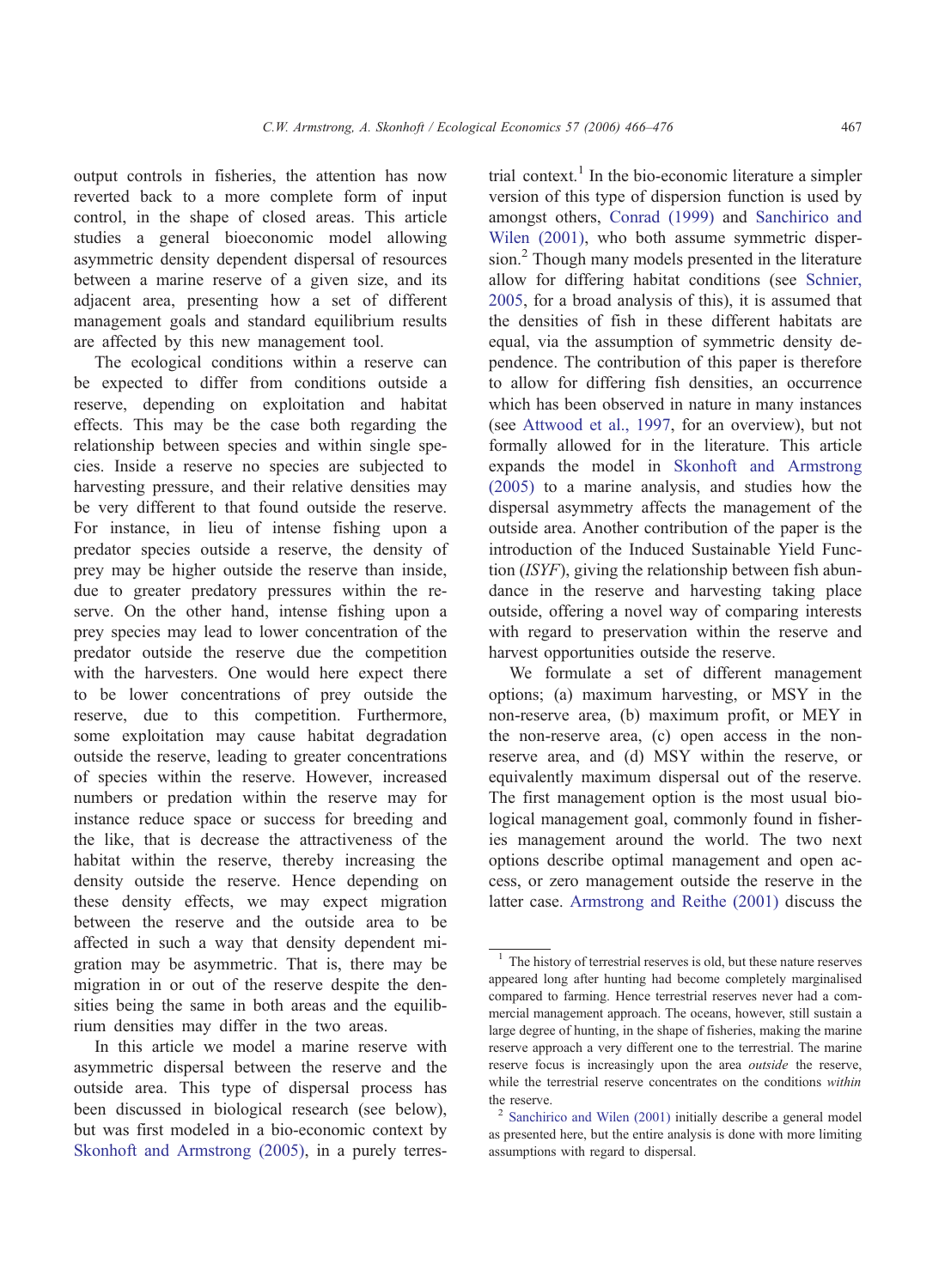output controls in fisheries, the attention has now reverted back to a more complete form of input control, in the shape of closed areas. This article studies a general bioeconomic model allowing asymmetric density dependent dispersal of resources between a marine reserve of a given size, and its adjacent area, presenting how a set of different management goals and standard equilibrium results are affected by this new management tool.

The ecological conditions within a reserve can be expected to differ from conditions outside a reserve, depending on exploitation and habitat effects. This may be the case both regarding the relationship between species and within single species. Inside a reserve no species are subjected to harvesting pressure, and their relative densities may be very different to that found outside the reserve. For instance, in lieu of intense fishing upon a predator species outside a reserve, the density of prey may be higher outside the reserve than inside, due to greater predatory pressures within the reserve. On the other hand, intense fishing upon a prey species may lead to lower concentration of the predator outside the reserve due the competition with the harvesters. One would here expect there to be lower concentrations of prey outside the reserve, due to this competition. Furthermore, some exploitation may cause habitat degradation outside the reserve, leading to greater concentrations of species within the reserve. However, increased numbers or predation within the reserve may for instance reduce space or success for breeding and the like, that is decrease the attractiveness of the habitat within the reserve, thereby increasing the density outside the reserve. Hence depending on these density effects, we may expect migration between the reserve and the outside area to be affected in such a way that density dependent migration may be asymmetric. That is, there may be migration in or out of the reserve despite the densities being the same in both areas and the equilibrium densities may differ in the two areas.

In this article we model a marine reserve with asymmetric dispersal between the reserve and the outside area. This type of dispersal process has been discussed in biological research (see below), but was first modeled in a bio-economic context by Skonhoft and Armstrong (2005), in a purely terrestrial context.[1] In the bio-economic literature a simpler version of this type of dispersal function is used by amongst others, Conrad (1999) and Sanchirico and Wilen (2001), who both assume symmetric dispersion.[2] Though many models presented in the literature allow for differing habitat conditions (see Schnier, 2005, for a broad analysis of this), it is assumed that the densities of fish in these different habitats are equal, via the assumption of symmetric density dependence. The contribution of this paper is therefore to allow for differing fish densities, an occurrence which has been observed in nature in many instances (see Attwood et al., 1997, for an overview), but not formally allowed for in the literature. This article expands the model in Skonhoft and Armstrong (2005) to a marine analysis, and studies how the dispersal asymmetry affects the management of the outside area. Another contribution of the paper is the introduction of the Induced Sustainable Yield Function (*ISYF*), giving the relationship between fish abundance in the reserve and harvesting taking place outside, offering a novel way of comparing interests with regard to preservation within the reserve and harvest opportunities outside the reserve.

We formulate a set of different management options; (a) maximum harvesting, or MSY in the non-reserve area, (b) maximum profit, or MEY in the non-reserve area, (c) open access in the non-reserve area, and (d) MSY within the reserve, or equivalently maximum dispersal out of the reserve. The first management option is the most usual biological management goal, commonly found in fisheries management around the world. The two next options describe optimal management and open access, or zero management outside the reserve in the latter case. Armstrong and Reithe (2001) discuss the

[1] The history of terrestrial reserves is old, but these nature reserves appeared long after hunting had become completely marginalised compared to farming. Hence terrestrial reserves never had a commercial management approach. The oceans, however, still sustain a large degree of hunting, in the shape of fisheries, making the marine reserve approach a very different one to the terrestrial. The marine reserve focus is increasingly upon the area *outside* the reserve, while the terrestrial reserve concentrates on the conditions *within* the reserve.

[2] Sanchirico and Wilen (2001) initially describe a general model as presented here, but the entire analysis is done with more limiting assumptions with regard to dispersal.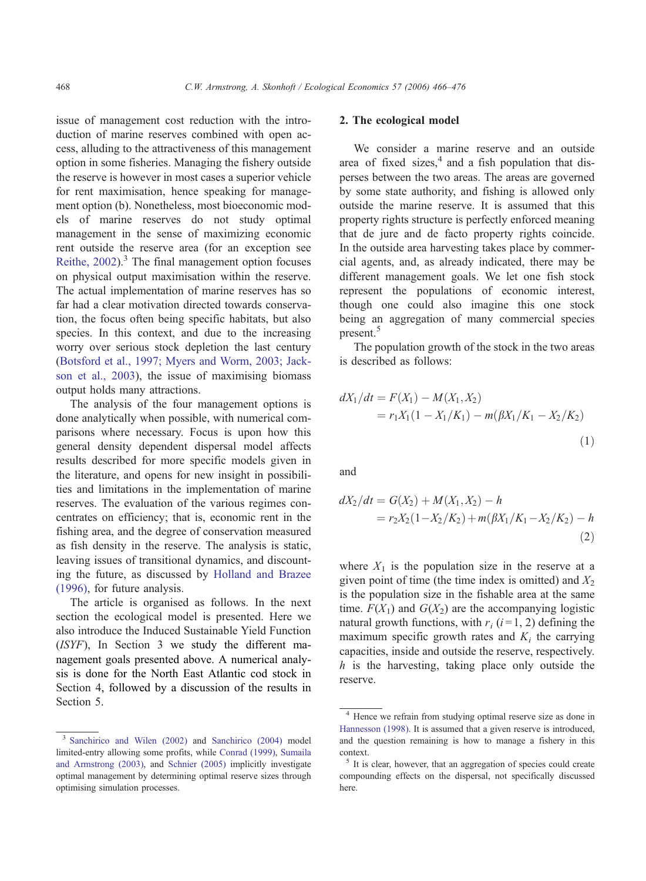issue of management cost reduction with the introduction of marine reserves combined with open access, alluding to the attractiveness of this management option in some fisheries. Managing the fishery outside the reserve is however in most cases a superior vehicle for rent maximisation, hence speaking for management option (b). Nonetheless, most bioeconomic models of marine reserves do not study optimal management in the sense of maximizing economic rent outside the reserve area (for an exception see Reithe, 2002).[3] The final management option focuses on physical output maximisation within the reserve. The actual implementation of marine reserves has so far had a clear motivation directed towards conservation, the focus often being specific habitats, but also species. In this context, and due to the increasing worry over serious stock depletion the last century (Botsford et al., 1997; Myers and Worm, 2003; Jackson et al., 2003), the issue of maximising biomass output holds many attractions.

The analysis of the four management options is done analytically when possible, with numerical comparisons where necessary. Focus is upon how this general density dependent dispersal model affects results described for more specific models given in the literature, and opens for new insight in possibilities and limitations in the implementation of marine reserves. The evaluation of the various regimes concentrates on efficiency; that is, economic rent in the fishing area, and the degree of conservation measured as fish density in the reserve. The analysis is static, leaving issues of transitional dynamics, and discounting the future, as discussed by Holland and Brazee (1996), for future analysis.

The article is organised as follows. In the next section the ecological model is presented. Here we also introduce the Induced Sustainable Yield Function (*ISYF*), In Section 3 we study the different management goals presented above. A numerical analysis is done for the North East Atlantic cod stock in Section 4, followed by a discussion of the results in Section 5.

## 2. The ecological model

We consider a marine reserve and an outside area of fixed sizes,[4] and a fish population that disperses between the two areas. The areas are governed by some state authority, and fishing is allowed only outside the marine reserve. It is assumed that this property rights structure is perfectly enforced meaning that de jure and de facto property rights coincide. In the outside area harvesting takes place by commercial agents, and, as already indicated, there may be different management goals. We let one fish stock represent the populations of economic interest, though one could also imagine this one stock being an aggregation of many commercial species present.[5]

The population growth of the stock in the two areas is described as follows:

$$dX_1/dt = F(X_1) - M(X_1, X_2) = r_1 X_1(1 - X_1/K_1) - m(\beta X_1/K_1 - X_2/K_2) \tag{1}$$

and

$$dX_2/dt = G(X_2) + M(X_1, X_2) - h = r_2 X_2(1 - X_2/K_2) + m(\beta X_1/K_1 - X_2/K_2) - h \tag{2}$$

where $X_1$ is the population size in the reserve at a given point of time (the time index is omitted) and $X_2$ is the population size in the fishable area at the same time. $F(X_1)$ and $G(X_2)$ are the accompanying logistic natural growth functions, with $r_i$ ($i=1, 2$) defining the maximum specific growth rates and $K_i$ the carrying capacities, inside and outside the reserve, respectively. $h$ is the harvesting, taking place only outside the reserve.

---

[3] Sanchirico and Wilen (2002) and Sanchirico (2004) model limited-entry allowing some profits, while Conrad (1999), Sumaila and Armstrong (2003), and Schnier (2005) implicitly investigate optimal management by determining optimal reserve sizes through optimising simulation processes.

[4] Hence we refrain from studying optimal reserve size as done in Hannesson (1998). It is assumed that a given reserve is introduced, and the question remaining is how to manage a fishery in this context.

[5] It is clear, however, that an aggregation of species could create compounding effects on the dispersal, not specifically discussed here.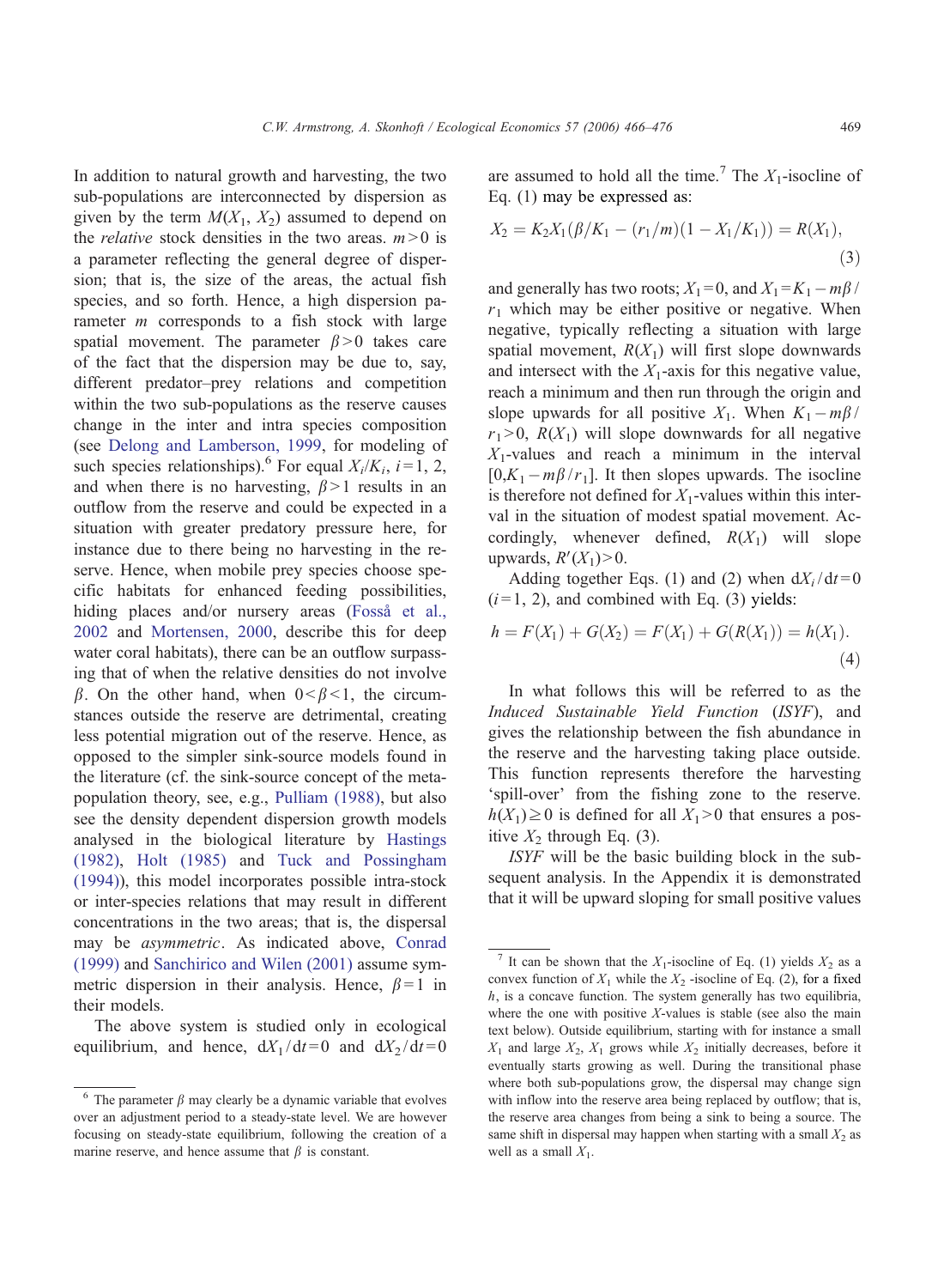In addition to natural growth and harvesting, the two sub-populations are interconnected by dispersion as given by the term $M(X_1, X_2)$ assumed to depend on the *relative* stock densities in the two areas. $m>0$ is a parameter reflecting the general degree of dispersion; that is, the size of the areas, the actual fish species, and so forth. Hence, a high dispersion parameter $m$ corresponds to a fish stock with large spatial movement. The parameter $\beta>0$ takes care of the fact that the dispersion may be due to, say, different predator–prey relations and competition within the two sub-populations as the reserve causes change in the inter and intra species composition (see Delong and Lamberson, 1999, for modeling of such species relationships).[6] For equal $X_i/K_i$, $i=1, 2$, and when there is no harvesting, $\beta>1$ results in an outflow from the reserve and could be expected in a situation with greater predatory pressure here, for instance due to there being no harvesting in the reserve. Hence, when mobile prey species choose specific habitats for enhanced feeding possibilities, hiding places and/or nursery areas (Fosså et al., 2002 and Mortensen, 2000, describe this for deep water coral habitats), there can be an outflow surpassing that of when the relative densities do not involve $\beta$. On the other hand, when $0<\beta<1$, the circumstances outside the reserve are detrimental, creating less potential migration out of the reserve. Hence, as opposed to the simpler sink-source models found in the literature (cf. the sink-source concept of the meta-population theory, see, e.g., Pulliam (1988), but also see the density dependent dispersion growth models analysed in the biological literature by Hastings (1982), Holt (1985) and Tuck and Possingham (1994)), this model incorporates possible intra-stock or inter-species relations that may result in different concentrations in the two areas; that is, the dispersal may be *asymmetric*. As indicated above, Conrad (1999) and Sanchirico and Wilen (2001) assume symmetric dispersion in their analysis. Hence, $\beta=1$ in their models.

The above system is studied only in ecological equilibrium, and hence, $\mathrm{d}X_1/\mathrm{d}t=0$ and $\mathrm{d}X_2/\mathrm{d}t=0$ are assumed to hold all the time.[7] The $X_1$-isocline of Eq. (1) may be expressed as:

$$X_2 = K_2X_1(\beta/K_1 - (r_1/m)(1 - X_1/K_1)) = R(X_1), \tag{3}$$

and generally has two roots; $X_1=0$, and $X_1=K_1-m\beta/r_1$ which may be either positive or negative. When negative, typically reflecting a situation with large spatial movement, $R(X_1)$ will first slope downwards and intersect with the $X_1$-axis for this negative value, reach a minimum and then run through the origin and slope upwards for all positive $X_1$. When $K_1-m\beta/r_1>0$, $R(X_1)$ will slope downwards for all negative $X_1$-values and reach a minimum in the interval $[0, K_1-m\beta/r_1]$. It then slopes upwards. The isocline is therefore not defined for $X_1$-values within this interval in the situation of modest spatial movement. Accordingly, whenever defined, $R(X_1)$ will slope upwards, $R'(X_1)>0$.

Adding together Eqs. (1) and (2) when $\mathrm{d}X_i/\mathrm{d}t=0$ ($i=1, 2$), and combined with Eq. (3) yields:

$$h = F(X_1) + G(X_2) = F(X_1) + G(R(X_1)) = h(X_1). \tag{4}$$

In what follows this will be referred to as the *Induced Sustainable Yield Function* (*ISYF*), and gives the relationship between the fish abundance in the reserve and the harvesting taking place outside. This function represents therefore the harvesting 'spill-over' from the fishing zone to the reserve. $h(X_1)\geq 0$ is defined for all $X_1>0$ that ensures a positive $X_2$ through Eq. (3).

*ISYF* will be the basic building block in the subsequent analysis. In the Appendix it is demonstrated that it will be upward sloping for small positive values

---

[6] The parameter $\beta$ may clearly be a dynamic variable that evolves over an adjustment period to a steady-state level. We are however focusing on steady-state equilibrium, following the creation of a marine reserve, and hence assume that $\beta$ is constant.

[7] It can be shown that the $X_1$-isocline of Eq. (1) yields $X_2$ as a convex function of $X_1$ while the $X_2$ -isocline of Eq. (2), for a fixed $h$, is a concave function. The system generally has two equilibria, where the one with positive $X$-values is stable (see also the main text below). Outside equilibrium, starting with for instance a small $X_1$ and large $X_2$, $X_1$ grows while $X_2$ initially decreases, before it eventually starts growing as well. During the transitional phase where both sub-populations grow, the dispersal may change sign with inflow into the reserve area being replaced by outflow; that is, the reserve area changes from being a sink to being a source. The same shift in dispersal may happen when starting with a small $X_2$ as well as a small $X_1$.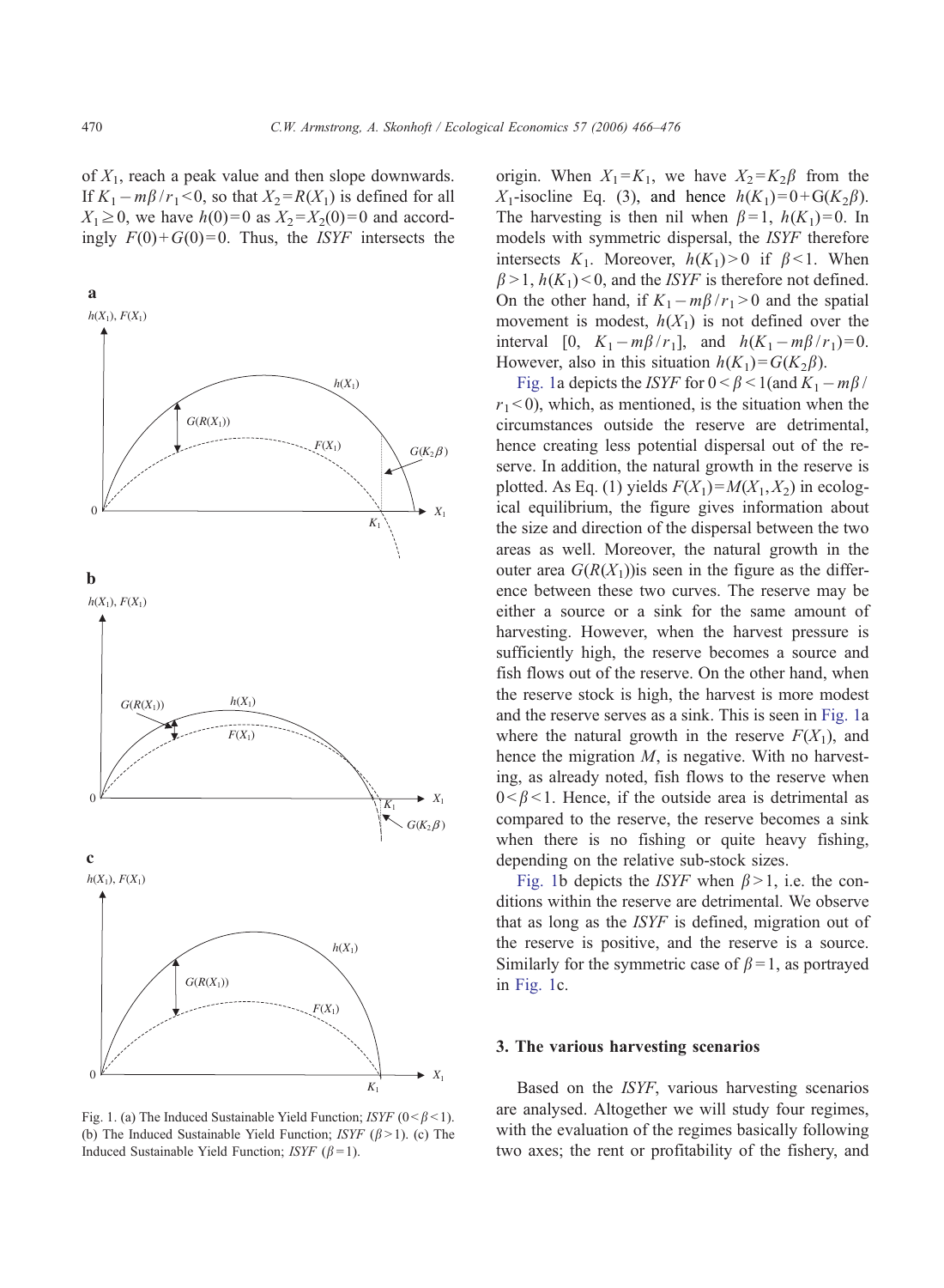of $X_1$, reach a peak value and then slope downwards. If $K_1 - m\beta/r_1 < 0$, so that $X_2 = R(X_1)$ is defined for all $X_1 \geq 0$, we have $h(0) = 0$ as $X_2 = X_2(0) = 0$ and accordingly $F(0) + G(0) = 0$. Thus, the *ISYF* intersects the origin. When $X_1 = K_1$, we have $X_2 = K_2\beta$ from the $X_1$-isocline Eq. (3), and hence $h(K_1) = 0 + G(K_2\beta)$. The harvesting is then nil when $\beta = 1$, $h(K_1) = 0$. In models with symmetric dispersal, the *ISYF* therefore intersects $K_1$. Moreover, $h(K_1) > 0$ if $\beta < 1$. When $\beta > 1$, $h(K_1) < 0$, and the *ISYF* is therefore not defined. On the other hand, if $K_1 - m\beta/r_1 > 0$ and the spatial movement is modest, $h(X_1)$ is not defined over the interval $[0,\ K_1 - m\beta/r_1]$, and $h(K_1 - m\beta/r_1) = 0$. However, also in this situation $h(K_1) = G(K_2\beta)$.

Fig. 1. (a) The Induced Sustainable Yield Function; *ISYF* ($0 < \beta < 1$). (b) The Induced Sustainable Yield Function; *ISYF* ($\beta > 1$). (c) The Induced Sustainable Yield Function; *ISYF* ($\beta = 1$).

Fig. 1a depicts the *ISYF* for $0 < \beta < 1$(and $K_1 - m\beta/r_1 < 0$), which, as mentioned, is the situation when the circumstances outside the reserve are detrimental, hence creating less potential dispersal out of the reserve. In addition, the natural growth in the reserve is plotted. As Eq. (1) yields $F(X_1) = M(X_1, X_2)$ in ecological equilibrium, the figure gives information about the size and direction of the dispersal between the two areas as well. Moreover, the natural growth in the outer area $G(R(X_1))$is seen in the figure as the difference between these two curves. The reserve may be either a source or a sink for the same amount of harvesting. However, when the harvest pressure is sufficiently high, the reserve becomes a source and fish flows out of the reserve. On the other hand, when the reserve stock is high, the harvest is more modest and the reserve serves as a sink. This is seen in Fig. 1a where the natural growth in the reserve $F(X_1)$, and hence the migration $M$, is negative. With no harvesting, as already noted, fish flows to the reserve when $0 < \beta < 1$. Hence, if the outside area is detrimental as compared to the reserve, the reserve becomes a sink when there is no fishing or quite heavy fishing, depending on the relative sub-stock sizes.

Fig. 1b depicts the *ISYF* when $\beta > 1$, i.e. the conditions within the reserve are detrimental. We observe that as long as the *ISYF* is defined, migration out of the reserve is positive, and the reserve is a source. Similarly for the symmetric case of $\beta = 1$, as portrayed in Fig. 1c.

## 3. The various harvesting scenarios

Based on the *ISYF*, various harvesting scenarios are analysed. Altogether we will study four regimes, with the evaluation of the regimes basically following two axes; the rent or profitability of the fishery, and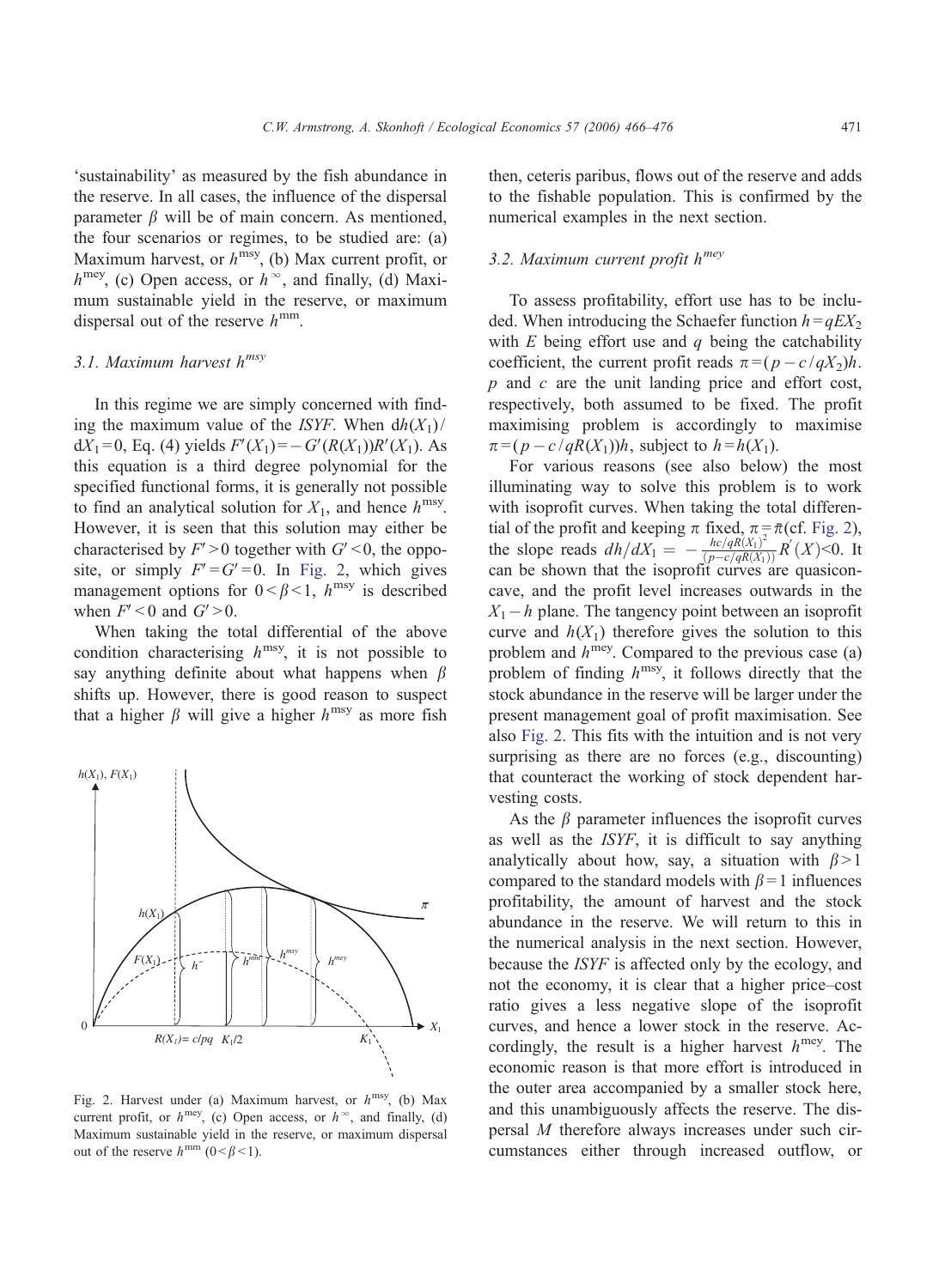'sustainability' as measured by the fish abundance in the reserve. In all cases, the influence of the dispersal parameter $\beta$ will be of main concern. As mentioned, the four scenarios or regimes, to be studied are: (a) Maximum harvest, or $h^{msy}$, (b) Max current profit, or $h^{mey}$, (c) Open access, or $h^{\infty}$, and finally, (d) Maximum sustainable yield in the reserve, or maximum dispersal out of the reserve $h^{mm}$.

### 3.1. Maximum harvest $h^{msy}$

In this regime we are simply concerned with finding the maximum value of the *ISYF*. When $dh(X_1)/dX_1=0$, Eq. (4) yields $F'(X_1)=-G'(R(X_1))R'(X_1)$. As this equation is a third degree polynomial for the specified functional forms, it is generally not possible to find an analytical solution for $X_1$, and hence $h^{msy}$. However, it is seen that this solution may either be characterised by $F'>0$ together with $G'<0$, the opposite, or simply $F'=G'=0$. In Fig. 2, which gives management options for $0<\beta<1$, $h^{msy}$ is described when $F'<0$ and $G'>0$.

When taking the total differential of the above condition characterising $h^{msy}$, it is not possible to say anything definite about what happens when $\beta$ shifts up. However, there is good reason to suspect that a higher $\beta$ will give a higher $h^{msy}$ as more fish then, ceteris paribus, flows out of the reserve and adds to the fishable population. This is confirmed by the numerical examples in the next section.

Fig. 2. Harvest under (a) Maximum harvest, or $h^{msy}$, (b) Max current profit, or $h^{mey}$, (c) Open access, or $h^{\infty}$, and finally, (d) Maximum sustainable yield in the reserve, or maximum dispersal out of the reserve $h^{mm}$ $(0<\beta<1)$.

### 3.2. Maximum current profit $h^{mey}$

To assess profitability, effort use has to be included. When introducing the Schaefer function $h=qEX_2$ with $E$ being effort use and $q$ being the catchability coefficient, the current profit reads $\pi=(p-c/qX_2)h$. $p$ and $c$ are the unit landing price and effort cost, respectively, both assumed to be fixed. The profit maximising problem is accordingly to maximise $\pi=(p-c/qR(X_1))h$, subject to $h=h(X_1)$.

For various reasons (see also below) the most illuminating way to solve this problem is to work with isoprofit curves. When taking the total differential of the profit and keeping $\pi$ fixed, $\pi=\bar{\pi}$(cf. Fig. 2), the slope reads $dh/dX_1=-\frac{hc/qR(X_1)^2}{(p-c/qR(X_1))}R'(X)<0$. It can be shown that the isoprofit curves are quasiconcave, and the profit level increases outwards in the $X_1-h$ plane. The tangency point between an isoprofit curve and $h(X_1)$ therefore gives the solution to this problem and $h^{mey}$. Compared to the previous case (a) problem of finding $h^{msy}$, it follows directly that the stock abundance in the reserve will be larger under the present management goal of profit maximisation. See also Fig. 2. This fits with the intuition and is not very surprising as there are no forces (e.g., discounting) that counteract the working of stock dependent harvesting costs.

As the $\beta$ parameter influences the isoprofit curves as well as the *ISYF*, it is difficult to say anything analytically about how, say, a situation with $\beta>1$ compared to the standard models with $\beta=1$ influences profitability, the amount of harvest and the stock abundance in the reserve. We will return to this in the numerical analysis in the next section. However, because the *ISYF* is affected only by the ecology, and not the economy, it is clear that a higher price–cost ratio gives a less negative slope of the isoprofit curves, and hence a lower stock in the reserve. Accordingly, the result is a higher harvest $h^{mey}$. The economic reason is that more effort is introduced in the outer area accompanied by a smaller stock here, and this unambiguously affects the reserve. The dispersal $M$ therefore always increases under such circumstances either through increased outflow, or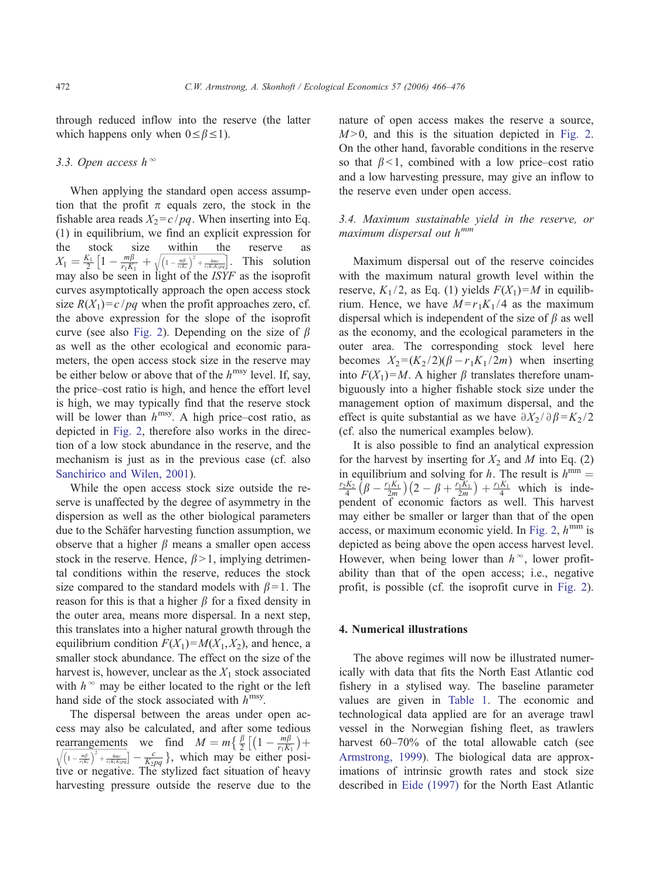through reduced inflow into the reserve (the latter which happens only when $0 \leq \beta \leq 1$).

### 3.3. Open access $h^{\infty}$

When applying the standard open access assumption that the profit $\pi$ equals zero, the stock in the fishable area reads $X_2 = c/pq$. When inserting into Eq. (1) in equilibrium, we find an explicit expression for the stock size within the reserve as $X_1 = \frac{K_1}{2}\left[1 - \frac{m\beta}{r_1 K_1} + \sqrt{\left(1 - \frac{m\beta}{r_1 K_1}\right)^2 + \frac{4mc}{r_1 K_1 K_2 pq}}\right]$. This solution may also be seen in light of the *ISYF* as the isoprofit curves asymptotically approach the open access stock size $R(X_1) = c/pq$ when the profit approaches zero, cf. the above expression for the slope of the isoprofit curve (see also Fig. 2). Depending on the size of $\beta$ as well as the other ecological and economic parameters, the open access stock size in the reserve may be either below or above that of the $h^{\text{msy}}$ level. If, say, the price–cost ratio is high, and hence the effort level is high, we may typically find that the reserve stock will be lower than $h^{\text{msy}}$. A high price–cost ratio, as depicted in Fig. 2, therefore also works in the direction of a low stock abundance in the reserve, and the mechanism is just as in the previous case (cf. also Sanchirico and Wilen, 2001).

While the open access stock size outside the reserve is unaffected by the degree of asymmetry in the dispersion as well as the other biological parameters due to the Schäfer harvesting function assumption, we observe that a higher $\beta$ means a smaller open access stock in the reserve. Hence, $\beta > 1$, implying detrimental conditions within the reserve, reduces the stock size compared to the standard models with $\beta = 1$. The reason for this is that a higher $\beta$ for a fixed density in the outer area, means more dispersal. In a next step, this translates into a higher natural growth through the equilibrium condition $F(X_1) = M(X_1, X_2)$, and hence, a smaller stock abundance. The effect on the size of the harvest is, however, unclear as the $X_1$ stock associated with $h^{\infty}$ may be either located to the right or the left hand side of the stock associated with $h^{\text{msy}}$.

The dispersal between the areas under open access may also be calculated, and after some tedious rearrangements we find $M = m\left\{\frac{\beta}{2}\left[\left(1 - \frac{m\beta}{r_1 K_1}\right) + \sqrt{\left(1 - \frac{m\beta}{r_1 K_1}\right)^2 + \frac{4mc}{r_1 K_1 K_2 pq}}\right] - \frac{c}{K_2 pq}\right\}$, which may be either positive or negative. The stylized fact situation of heavy harvesting pressure outside the reserve due to the nature of open access makes the reserve a source, $M > 0$, and this is the situation depicted in Fig. 2. On the other hand, favorable conditions in the reserve so that $\beta < 1$, combined with a low price–cost ratio and a low harvesting pressure, may give an inflow to the reserve even under open access.

### 3.4. Maximum sustainable yield in the reserve, or maximum dispersal out $h^{\text{mm}}$

Maximum dispersal out of the reserve coincides with the maximum natural growth level within the reserve, $K_1/2$, as Eq. (1) yields $F(X_1) = M$ in equilibrium. Hence, we have $M = r_1 K_1/4$ as the maximum dispersal which is independent of the size of $\beta$ as well as the economy, and the ecological parameters in the outer area. The corresponding stock level here becomes $X_2 = (K_2/2)(\beta - r_1 K_1/2m)$ when inserting into $F(X_1) = M$. A higher $\beta$ translates therefore unambiguously into a higher fishable stock size under the management option of maximum dispersal, and the effect is quite substantial as we have $\partial X_2/\partial \beta = K_2/2$ (cf. also the numerical examples below).

It is also possible to find an analytical expression for the harvest by inserting for $X_2$ and $M$ into Eq. (2) in equilibrium and solving for $h$. The result is $h^{\text{mm}} = \frac{r_2 K_2}{4}\left(\beta - \frac{r_1 K_1}{2m}\right)\left(2 - \beta + \frac{r_1 K_1}{2m}\right) + \frac{r_1 K_1}{4}$ which is independent of economic factors as well. This harvest may either be smaller or larger than that of the open access, or maximum economic yield. In Fig. 2, $h^{\text{mm}}$ is depicted as being above the open access harvest level. However, when being lower than $h^{\infty}$, lower profitability than that of the open access; i.e., negative profit, is possible (cf. the isoprofit curve in Fig. 2).

## 4. Numerical illustrations

The above regimes will now be illustrated numerically with data that fits the North East Atlantic cod fishery in a stylised way. The baseline parameter values are given in Table 1. The economic and technological data applied are for an average trawl vessel in the Norwegian fishing fleet, as trawlers harvest 60–70% of the total allowable catch (see Armstrong, 1999). The biological data are approximations of intrinsic growth rates and stock size described in Eide (1997) for the North East Atlantic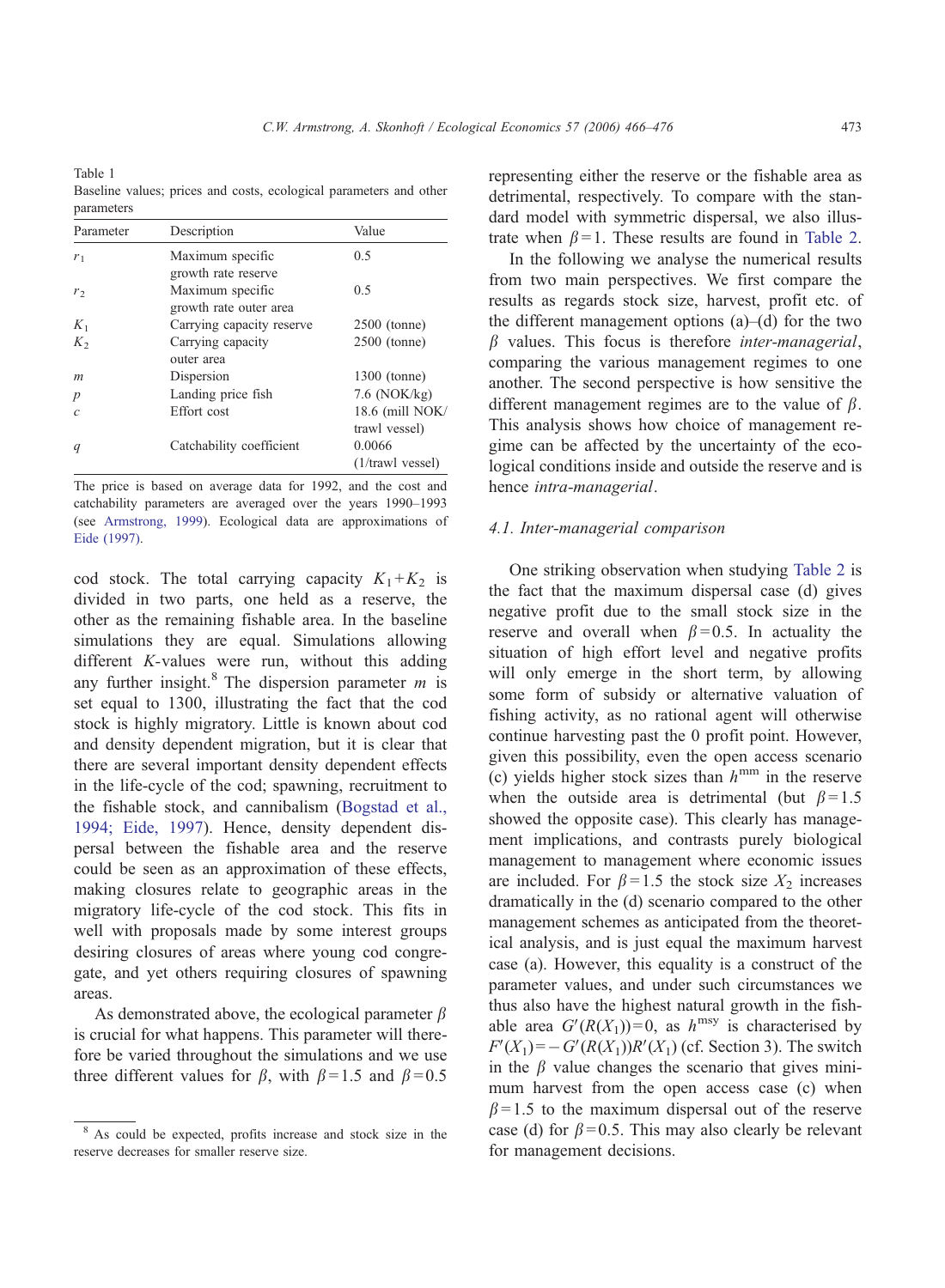Table 1
Baseline values; prices and costs, ecological parameters and other parameters

| Parameter | Description | Value |
|---|---|---|
| $r_1$ | Maximum specific growth rate reserve | 0.5 |
| $r_2$ | Maximum specific growth rate outer area | 0.5 |
| $K_1$ | Carrying capacity reserve | 2500 (tonne) |
| $K_2$ | Carrying capacity outer area | 2500 (tonne) |
| $m$ | Dispersion | 1300 (tonne) |
| $p$ | Landing price fish | 7.6 (NOK/kg) |
| $c$ | Effort cost | 18.6 (mill NOK/ trawl vessel) |
| $q$ | Catchability coefficient | 0.0066 (1/trawl vessel) |

The price is based on average data for 1992, and the cost and catchability parameters are averaged over the years 1990–1993 (see Armstrong, 1999). Ecological data are approximations of Eide (1997).

cod stock. The total carrying capacity $K_1+K_2$ is divided in two parts, one held as a reserve, the other as the remaining fishable area. In the baseline simulations they are equal. Simulations allowing different $K$-values were run, without this adding any further insight.[8] The dispersion parameter $m$ is set equal to 1300, illustrating the fact that the cod stock is highly migratory. Little is known about cod and density dependent migration, but it is clear that there are several important density dependent effects in the life-cycle of the cod; spawning, recruitment to the fishable stock, and cannibalism (Bogstad et al., 1994; Eide, 1997). Hence, density dependent dispersal between the fishable area and the reserve could be seen as an approximation of these effects, making closures relate to geographic areas in the migratory life-cycle of the cod stock. This fits in well with proposals made by some interest groups desiring closures of areas where young cod congregate, and yet others requiring closures of spawning areas.

As demonstrated above, the ecological parameter $\beta$ is crucial for what happens. This parameter will therefore be varied throughout the simulations and we use three different values for $\beta$, with $\beta=1.5$ and $\beta=0.5$ representing either the reserve or the fishable area as detrimental, respectively. To compare with the standard model with symmetric dispersal, we also illustrate when $\beta=1$. These results are found in Table 2.

In the following we analyse the numerical results from two main perspectives. We first compare the results as regards stock size, harvest, profit etc. of the different management options (a)–(d) for the two $\beta$ values. This focus is therefore *inter-managerial*, comparing the various management regimes to one another. The second perspective is how sensitive the different management regimes are to the value of $\beta$. This analysis shows how choice of management regime can be affected by the uncertainty of the ecological conditions inside and outside the reserve and is hence *intra-managerial*.

### 4.1. Inter-managerial comparison

One striking observation when studying Table 2 is the fact that the maximum dispersal case (d) gives negative profit due to the small stock size in the reserve and overall when $\beta=0.5$. In actuality the situation of high effort level and negative profits will only emerge in the short term, by allowing some form of subsidy or alternative valuation of fishing activity, as no rational agent will otherwise continue harvesting past the 0 profit point. However, given this possibility, even the open access scenario (c) yields higher stock sizes than $h^{\mathrm{mm}}$ in the reserve when the outside area is detrimental (but $\beta=1.5$ showed the opposite case). This clearly has management implications, and contrasts purely biological management to management where economic issues are included. For $\beta=1.5$ the stock size $X_2$ increases dramatically in the (d) scenario compared to the other management schemes as anticipated from the theoretical analysis, and is just equal the maximum harvest case (a). However, this equality is a construct of the parameter values, and under such circumstances we thus also have the highest natural growth in the fishable area $G'(R(X_1))=0$, as $h^{\mathrm{msy}}$ is characterised by $F'(X_1)=-G'(R(X_1))R'(X_1)$ (cf. Section 3). The switch in the $\beta$ value changes the scenario that gives minimum harvest from the open access case (c) when $\beta=1.5$ to the maximum dispersal out of the reserve case (d) for $\beta=0.5$. This may also clearly be relevant for management decisions.

[8] As could be expected, profits increase and stock size in the reserve decreases for smaller reserve size.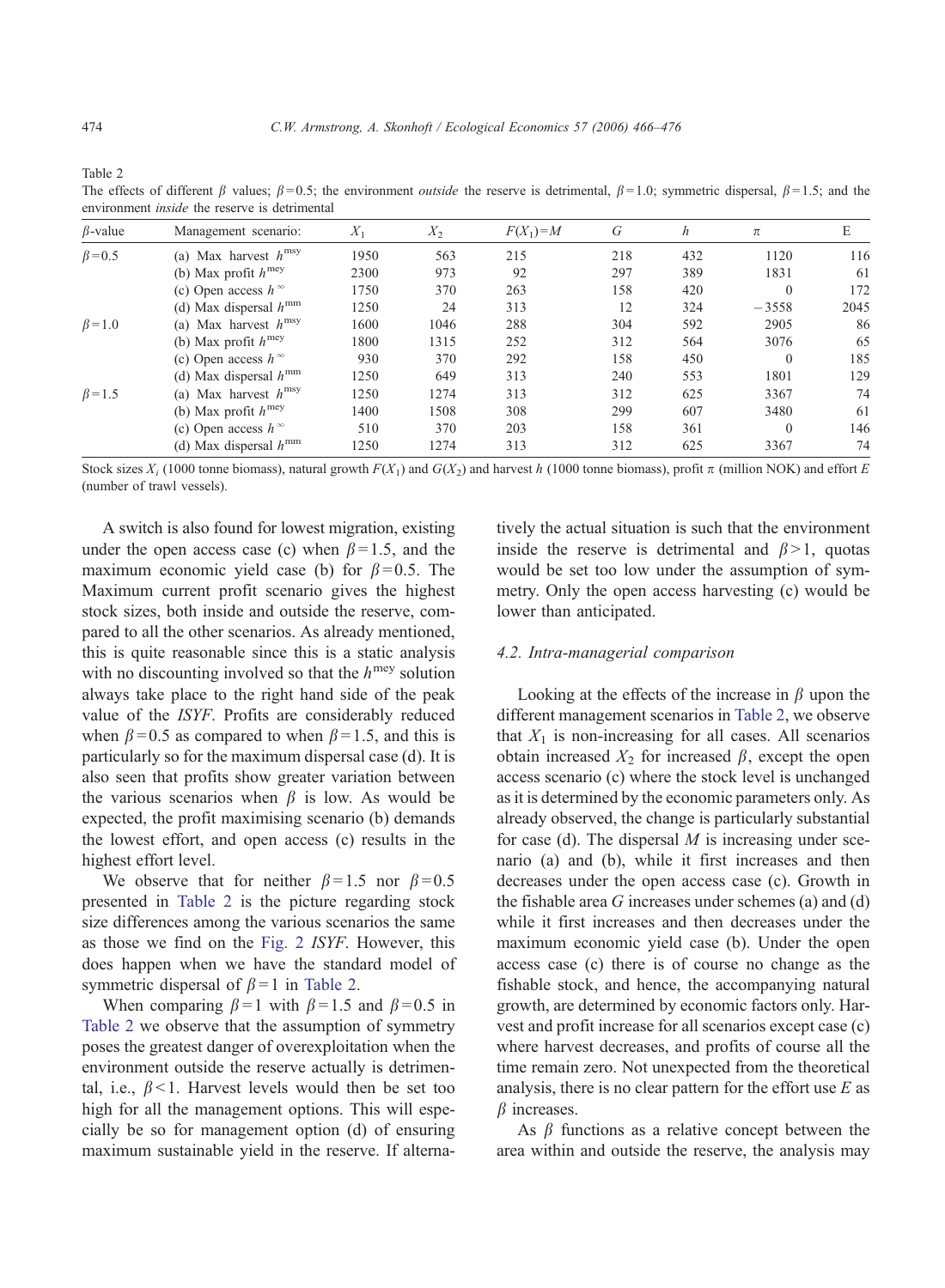Table 2
The effects of different $\beta$ values; $\beta = 0.5$; the environment *outside* the reserve is detrimental, $\beta = 1.0$; symmetric dispersal, $\beta = 1.5$; and the environment *inside* the reserve is detrimental

| $\beta$-value | Management scenario: | $X_1$ | $X_2$ | $F(X_1) = M$ | $G$ | $h$ | $\pi$ | E |
|---|---|---|---|---|---|---|---|---|
| $\beta = 0.5$ | (a) Max harvest $h^{msy}$ | 1950 | 563 | 215 | 218 | 432 | 1120 | 116 |
| | (b) Max profit $h^{mey}$ | 2300 | 973 | 92 | 297 | 389 | 1831 | 61 |
| | (c) Open access $h^{\infty}$ | 1750 | 370 | 263 | 158 | 420 | 0 | 172 |
| | (d) Max dispersal $h^{mm}$ | 1250 | 24 | 313 | 12 | 324 | −3558 | 2045 |
| $\beta = 1.0$ | (a) Max harvest $h^{msy}$ | 1600 | 1046 | 288 | 304 | 592 | 2905 | 86 |
| | (b) Max profit $h^{mey}$ | 1800 | 1315 | 252 | 312 | 564 | 3076 | 65 |
| | (c) Open access $h^{\infty}$ | 930 | 370 | 292 | 158 | 450 | 0 | 185 |
| | (d) Max dispersal $h^{mm}$ | 1250 | 649 | 313 | 240 | 553 | 1801 | 129 |
| $\beta = 1.5$ | (a) Max harvest $h^{msy}$ | 1250 | 1274 | 313 | 312 | 625 | 3367 | 74 |
| | (b) Max profit $h^{mey}$ | 1400 | 1508 | 308 | 299 | 607 | 3480 | 61 |
| | (c) Open access $h^{\infty}$ | 510 | 370 | 203 | 158 | 361 | 0 | 146 |
| | (d) Max dispersal $h^{mm}$ | 1250 | 1274 | 313 | 312 | 625 | 3367 | 74 |

Stock sizes $X_i$ (1000 tonne biomass), natural growth $F(X_1)$ and $G(X_2)$ and harvest $h$ (1000 tonne biomass), profit $\pi$ (million NOK) and effort $E$ (number of trawl vessels).

A switch is also found for lowest migration, existing under the open access case (c) when $\beta = 1.5$, and the maximum economic yield case (b) for $\beta = 0.5$. The Maximum current profit scenario gives the highest stock sizes, both inside and outside the reserve, compared to all the other scenarios. As already mentioned, this is quite reasonable since this is a static analysis with no discounting involved so that the $h^{mey}$ solution always take place to the right hand side of the peak value of the *ISYF*. Profits are considerably reduced when $\beta = 0.5$ as compared to when $\beta = 1.5$, and this is particularly so for the maximum dispersal case (d). It is also seen that profits show greater variation between the various scenarios when $\beta$ is low. As would be expected, the profit maximising scenario (b) demands the lowest effort, and open access (c) results in the highest effort level.

We observe that for neither $\beta = 1.5$ nor $\beta = 0.5$ presented in Table 2 is the picture regarding stock size differences among the various scenarios the same as those we find on the Fig. 2 *ISYF*. However, this does happen when we have the standard model of symmetric dispersal of $\beta = 1$ in Table 2.

When comparing $\beta = 1$ with $\beta = 1.5$ and $\beta = 0.5$ in Table 2 we observe that the assumption of symmetry poses the greatest danger of overexploitation when the environment outside the reserve actually is detrimental, i.e., $\beta < 1$. Harvest levels would then be set too high for all the management options. This will especially be so for management option (d) of ensuring maximum sustainable yield in the reserve. If alternatively the actual situation is such that the environment inside the reserve is detrimental and $\beta > 1$, quotas would be set too low under the assumption of symmetry. Only the open access harvesting (c) would be lower than anticipated.

### 4.2. Intra-managerial comparison

Looking at the effects of the increase in $\beta$ upon the different management scenarios in Table 2, we observe that $X_1$ is non-increasing for all cases. All scenarios obtain increased $X_2$ for increased $\beta$, except the open access scenario (c) where the stock level is unchanged as it is determined by the economic parameters only. As already observed, the change is particularly substantial for case (d). The dispersal $M$ is increasing under scenario (a) and (b), while it first increases and then decreases under the open access case (c). Growth in the fishable area $G$ increases under schemes (a) and (d) while it first increases and then decreases under the maximum economic yield case (b). Under the open access case (c) there is of course no change as the fishable stock, and hence, the accompanying natural growth, are determined by economic factors only. Harvest and profit increase for all scenarios except case (c) where harvest decreases, and profits of course all the time remain zero. Not unexpected from the theoretical analysis, there is no clear pattern for the effort use $E$ as $\beta$ increases.

As $\beta$ functions as a relative concept between the area within and outside the reserve, the analysis may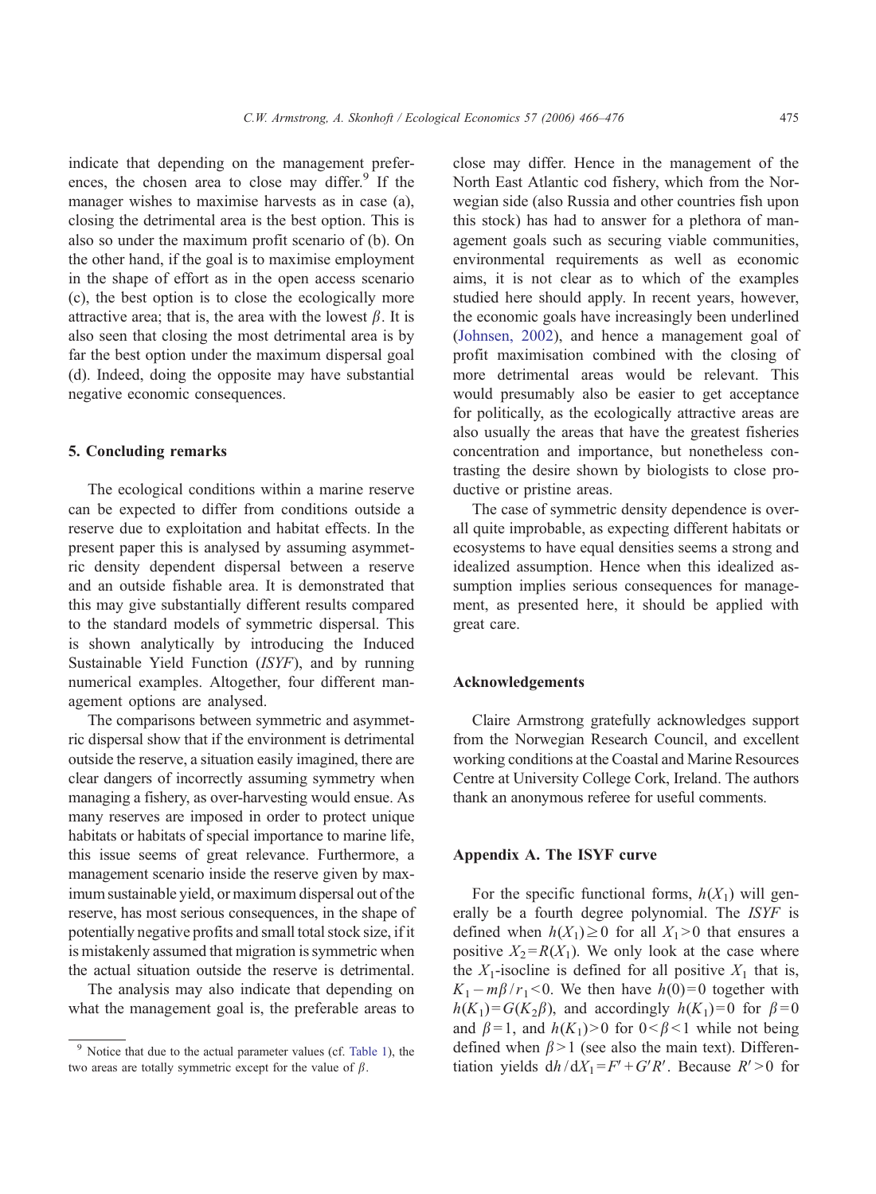indicate that depending on the management preferences, the chosen area to close may differ.[9] If the manager wishes to maximise harvests as in case (a), closing the detrimental area is the best option. This is also so under the maximum profit scenario of (b). On the other hand, if the goal is to maximise employment in the shape of effort as in the open access scenario (c), the best option is to close the ecologically more attractive area; that is, the area with the lowest $\beta$. It is also seen that closing the most detrimental area is by far the best option under the maximum dispersal goal (d). Indeed, doing the opposite may have substantial negative economic consequences.

## 5. Concluding remarks

The ecological conditions within a marine reserve can be expected to differ from conditions outside a reserve due to exploitation and habitat effects. In the present paper this is analysed by assuming asymmetric density dependent dispersal between a reserve and an outside fishable area. It is demonstrated that this may give substantially different results compared to the standard models of symmetric dispersal. This is shown analytically by introducing the Induced Sustainable Yield Function (*ISYF*), and by running numerical examples. Altogether, four different management options are analysed.

The comparisons between symmetric and asymmetric dispersal show that if the environment is detrimental outside the reserve, a situation easily imagined, there are clear dangers of incorrectly assuming symmetry when managing a fishery, as over-harvesting would ensue. As many reserves are imposed in order to protect unique habitats or habitats of special importance to marine life, this issue seems of great relevance. Furthermore, a management scenario inside the reserve given by maximum sustainable yield, or maximum dispersal out of the reserve, has most serious consequences, in the shape of potentially negative profits and small total stock size, if it is mistakenly assumed that migration is symmetric when the actual situation outside the reserve is detrimental.

The analysis may also indicate that depending on what the management goal is, the preferable areas to close may differ. Hence in the management of the North East Atlantic cod fishery, which from the Norwegian side (also Russia and other countries fish upon this stock) has had to answer for a plethora of management goals such as securing viable communities, environmental requirements as well as economic aims, it is not clear as to which of the examples studied here should apply. In recent years, however, the economic goals have increasingly been underlined (Johnsen, 2002), and hence a management goal of profit maximisation combined with the closing of more detrimental areas would be relevant. This would presumably also be easier to get acceptance for politically, as the ecologically attractive areas are also usually the areas that have the greatest fisheries concentration and importance, but nonetheless contrasting the desire shown by biologists to close productive or pristine areas.

The case of symmetric density dependence is overall quite improbable, as expecting different habitats or ecosystems to have equal densities seems a strong and idealized assumption. Hence when this idealized assumption implies serious consequences for management, as presented here, it should be applied with great care.

## Acknowledgements

Claire Armstrong gratefully acknowledges support from the Norwegian Research Council, and excellent working conditions at the Coastal and Marine Resources Centre at University College Cork, Ireland. The authors thank an anonymous referee for useful comments.

## Appendix A. The ISYF curve

For the specific functional forms, $h(X_1)$ will generally be a fourth degree polynomial. The *ISYF* is defined when $h(X_1) \geq 0$ for all $X_1 > 0$ that ensures a positive $X_2 = R(X_1)$. We only look at the case where the $X_1$-isocline is defined for all positive $X_1$ that is, $K_1 - m\beta / r_1 < 0$. We then have $h(0) = 0$ together with $h(K_1) = G(K_2\beta)$, and accordingly $h(K_1) = 0$ for $\beta = 0$ and $\beta = 1$, and $h(K_1) > 0$ for $0 < \beta < 1$ while not being defined when $\beta > 1$ (see also the main text). Differentiation yields $\mathrm{d}h / \mathrm{d}X_1 = F' + G'R'$. Because $R' > 0$ for

[9] Notice that due to the actual parameter values (cf. Table 1), the two areas are totally symmetric except for the value of $\beta$.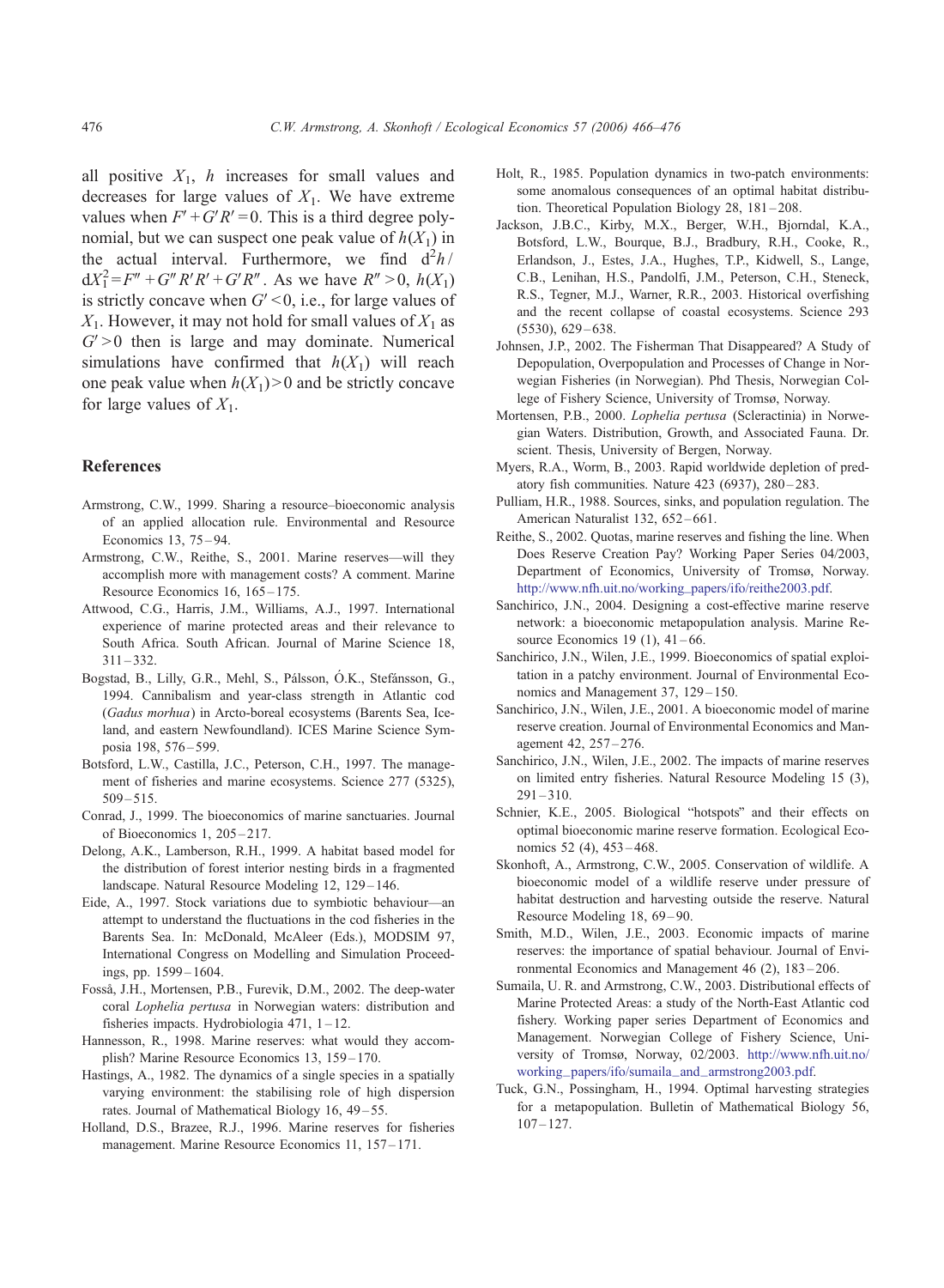all positive $X_1$, $h$ increases for small values and decreases for large values of $X_1$. We have extreme values when $F' + G'R' = 0$. This is a third degree polynomial, but we can suspect one peak value of $h(X_1)$ in the actual interval. Furthermore, we find $d^2h/dX_1^2 = F'' + G''R'R' + G'R''$. As we have $R'' > 0$, $h(X_1)$ is strictly concave when $G' < 0$, i.e., for large values of $X_1$. However, it may not hold for small values of $X_1$ as $G' > 0$ then is large and may dominate. Numerical simulations have confirmed that $h(X_1)$ will reach one peak value when $h(X_1) > 0$ and be strictly concave for large values of $X_1$.

## References

Armstrong, C.W., 1999. Sharing a resource–bioeconomic analysis of an applied allocation rule. Environmental and Resource Economics 13, 75–94.

Armstrong, C.W., Reithe, S., 2001. Marine reserves—will they accomplish more with management costs? A comment. Marine Resource Economics 16, 165–175.

Attwood, C.G., Harris, J.M., Williams, A.J., 1997. International experience of marine protected areas and their relevance to South Africa. South African. Journal of Marine Science 18, 311–332.

Bogstad, B., Lilly, G.R., Mehl, S., Pálsson, Ó.K., Stefánsson, G., 1994. Cannibalism and year-class strength in Atlantic cod (*Gadus morhua*) in Arcto-boreal ecosystems (Barents Sea, Iceland, and eastern Newfoundland). ICES Marine Science Symposia 198, 576–599.

Botsford, L.W., Castilla, J.C., Peterson, C.H., 1997. The management of fisheries and marine ecosystems. Science 277 (5325), 509–515.

Conrad, J., 1999. The bioeconomics of marine sanctuaries. Journal of Bioeconomics 1, 205–217.

Delong, A.K., Lamberson, R.H., 1999. A habitat based model for the distribution of forest interior nesting birds in a fragmented landscape. Natural Resource Modeling 12, 129–146.

Eide, A., 1997. Stock variations due to symbiotic behaviour—an attempt to understand the fluctuations in the cod fisheries in the Barents Sea. In: McDonald, McAleer (Eds.), MODSIM 97, International Congress on Modelling and Simulation Proceedings, pp. 1599–1604.

Fosså, J.H., Mortensen, P.B., Furevik, D.M., 2002. The deep-water coral *Lophelia pertusa* in Norwegian waters: distribution and fisheries impacts. Hydrobiologia 471, 1–12.

Hannesson, R., 1998. Marine reserves: what would they accomplish? Marine Resource Economics 13, 159–170.

Hastings, A., 1982. The dynamics of a single species in a spatially varying environment: the stabilising role of high dispersion rates. Journal of Mathematical Biology 16, 49–55.

Holland, D.S., Brazee, R.J., 1996. Marine reserves for fisheries management. Marine Resource Economics 11, 157–171.

Holt, R., 1985. Population dynamics in two-patch environments: some anomalous consequences of an optimal habitat distribution. Theoretical Population Biology 28, 181–208.

Jackson, J.B.C., Kirby, M.X., Berger, W.H., Bjorndal, K.A., Botsford, L.W., Bourque, B.J., Bradbury, R.H., Cooke, R., Erlandson, J., Estes, J.A., Hughes, T.P., Kidwell, S., Lange, C.B., Lenihan, H.S., Pandolfi, J.M., Peterson, C.H., Steneck, R.S., Tegner, M.J., Warner, R.R., 2003. Historical overfishing and the recent collapse of coastal ecosystems. Science 293 (5530), 629–638.

Johnsen, J.P., 2002. The Fisherman That Disappeared? A Study of Depopulation, Overpopulation and Processes of Change in Norwegian Fisheries (in Norwegian). Phd Thesis, Norwegian College of Fishery Science, University of Tromsø, Norway.

Mortensen, P.B., 2000. *Lophelia pertusa* (Scleractinia) in Norwegian Waters. Distribution, Growth, and Associated Fauna. Dr. scient. Thesis, University of Bergen, Norway.

Myers, R.A., Worm, B., 2003. Rapid worldwide depletion of predatory fish communities. Nature 423 (6937), 280–283.

Pulliam, H.R., 1988. Sources, sinks, and population regulation. The American Naturalist 132, 652–661.

Reithe, S., 2002. Quotas, marine reserves and fishing the line. When Does Reserve Creation Pay? Working Paper Series 04/2003, Department of Economics, University of Tromsø, Norway. http://www.nfh.uit.no/working_papers/ifo/reithe2003.pdf.

Sanchirico, J.N., 2004. Designing a cost-effective marine reserve network: a bioeconomic metapopulation analysis. Marine Resource Economics 19 (1), 41–66.

Sanchirico, J.N., Wilen, J.E., 1999. Bioeconomics of spatial exploitation in a patchy environment. Journal of Environmental Economics and Management 37, 129–150.

Sanchirico, J.N., Wilen, J.E., 2001. A bioeconomic model of marine reserve creation. Journal of Environmental Economics and Management 42, 257–276.

Sanchirico, J.N., Wilen, J.E., 2002. The impacts of marine reserves on limited entry fisheries. Natural Resource Modeling 15 (3), 291–310.

Schnier, K.E., 2005. Biological "hotspots" and their effects on optimal bioeconomic marine reserve formation. Ecological Economics 52 (4), 453–468.

Skonhoft, A., Armstrong, C.W., 2005. Conservation of wildlife. A bioeconomic model of a wildlife reserve under pressure of habitat destruction and harvesting outside the reserve. Natural Resource Modeling 18, 69–90.

Smith, M.D., Wilen, J.E., 2003. Economic impacts of marine reserves: the importance of spatial behaviour. Journal of Environmental Economics and Management 46 (2), 183–206.

Sumaila, U. R. and Armstrong, C.W., 2003. Distributional effects of Marine Protected Areas: a study of the North-East Atlantic cod fishery. Working paper series Department of Economics and Management. Norwegian College of Fishery Science, University of Tromsø, Norway, 02/2003. http://www.nfh.uit.no/working_papers/ifo/sumaila_and_armstrong2003.pdf.

Tuck, G.N., Possingham, H., 1994. Optimal harvesting strategies for a metapopulation. Bulletin of Mathematical Biology 56, 107–127.